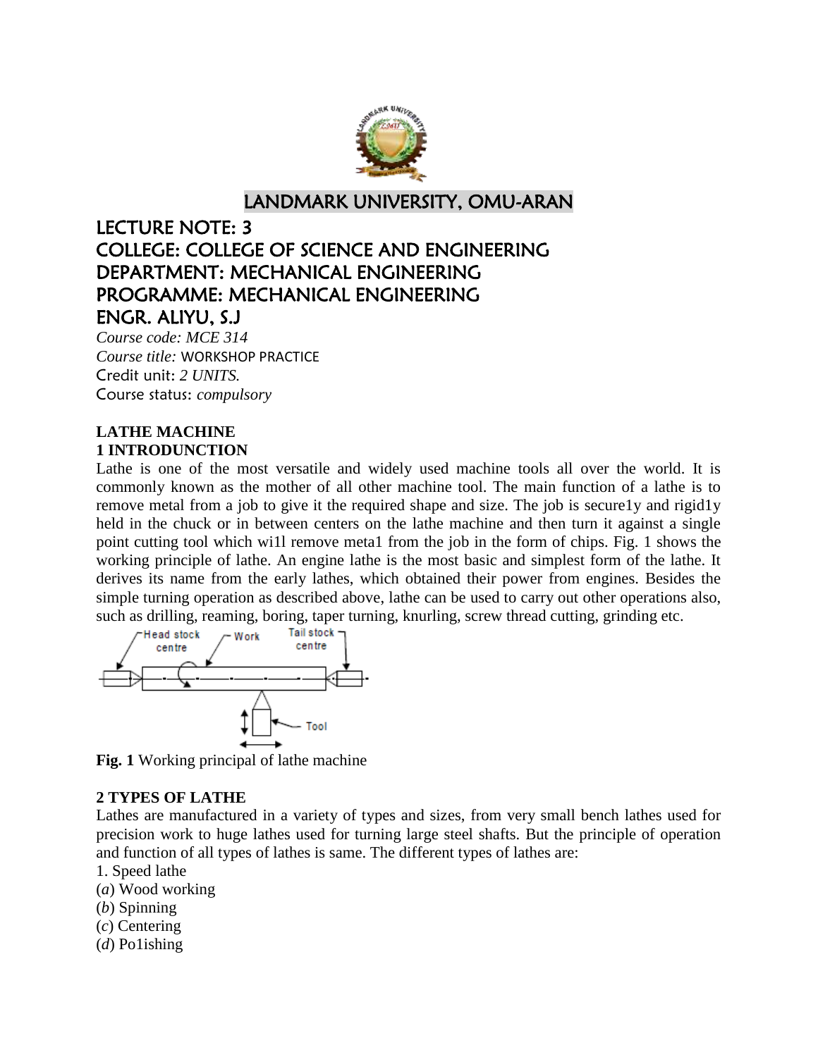# LANDMARK UNIVERSITY, OMU-ARAN

## LECTURE NOTE: 3
## COLLEGE: COLLEGE OF SCIENCE AND ENGINEERING
## DEPARTMENT: MECHANICAL ENGINEERING
## PROGRAMME: MECHANICAL ENGINEERING
## ENGR. ALIYU, S.J

*Course code: MCE 314*
*Course title:* WORKSHOP PRACTICE
Credit unit: *2 UNITS.*
Course status: *compulsory*

**LATHE MACHINE**
**1 INTRODUNCTION**

Lathe is one of the most versatile and widely used machine tools all over the world. It is commonly known as the mother of all other machine tool. The main function of a lathe is to remove metal from a job to give it the required shape and size. The job is secure1y and rigid1y held in the chuck or in between centers on the lathe machine and then turn it against a single point cutting tool which wi1l remove meta1 from the job in the form of chips. Fig. 1 shows the working principle of lathe. An engine lathe is the most basic and simplest form of the lathe. It derives its name from the early lathes, which obtained their power from engines. Besides the simple turning operation as described above, lathe can be used to carry out other operations also, such as drilling, reaming, boring, taper turning, knurling, screw thread cutting, grinding etc.

**Fig. 1** Working principal of lathe machine

**2 TYPES OF LATHE**

Lathes are manufactured in a variety of types and sizes, from very small bench lathes used for precision work to huge lathes used for turning large steel shafts. But the principle of operation and function of all types of lathes is same. The different types of lathes are:

1. Speed lathe
(*a*) Wood working
(*b*) Spinning
(*c*) Centering
(*d*) Po1ishing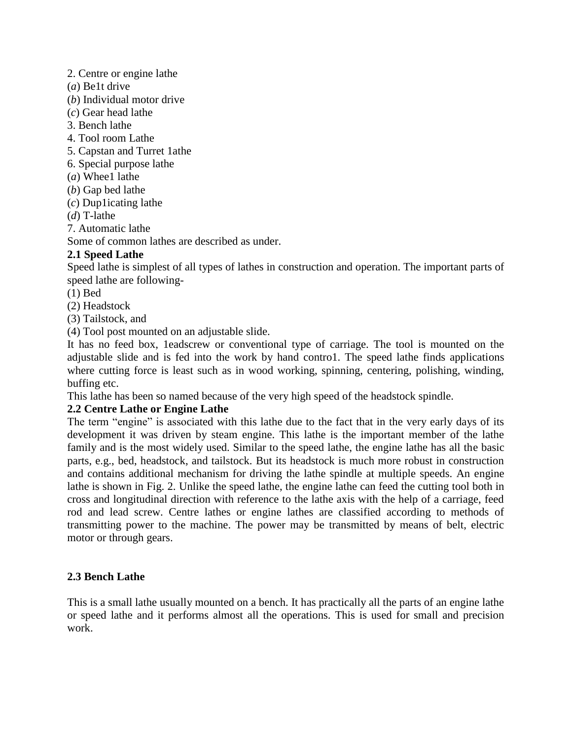2. Centre or engine lathe

(*a*) Be1t drive

(*b*) Individual motor drive

(*c*) Gear head lathe

3. Bench lathe

4. Tool room Lathe

5. Capstan and Turret 1athe

6. Special purpose lathe

(*a*) Whee1 lathe

(*b*) Gap bed lathe

(*c*) Dup1icating lathe

(*d*) T-lathe

7. Automatic lathe

Some of common lathes are described as under.

**2.1 Speed Lathe**

Speed lathe is simplest of all types of lathes in construction and operation. The important parts of speed lathe are following-

(1) Bed

(2) Headstock

(3) Tailstock, and

(4) Tool post mounted on an adjustable slide.

It has no feed box, 1eadscrew or conventional type of carriage. The tool is mounted on the adjustable slide and is fed into the work by hand contro1. The speed lathe finds applications where cutting force is least such as in wood working, spinning, centering, polishing, winding, buffing etc.

This lathe has been so named because of the very high speed of the headstock spindle.

**2.2 Centre Lathe or Engine Lathe**

The term "engine" is associated with this lathe due to the fact that in the very early days of its development it was driven by steam engine. This lathe is the important member of the lathe family and is the most widely used. Similar to the speed lathe, the engine lathe has all the basic parts, e.g., bed, headstock, and tailstock. But its headstock is much more robust in construction and contains additional mechanism for driving the lathe spindle at multiple speeds. An engine lathe is shown in Fig. 2. Unlike the speed lathe, the engine lathe can feed the cutting tool both in cross and longitudinal direction with reference to the lathe axis with the help of a carriage, feed rod and lead screw. Centre lathes or engine lathes are classified according to methods of transmitting power to the machine. The power may be transmitted by means of belt, electric motor or through gears.

**2.3 Bench Lathe**

This is a small lathe usually mounted on a bench. It has practically all the parts of an engine lathe or speed lathe and it performs almost all the operations. This is used for small and precision work.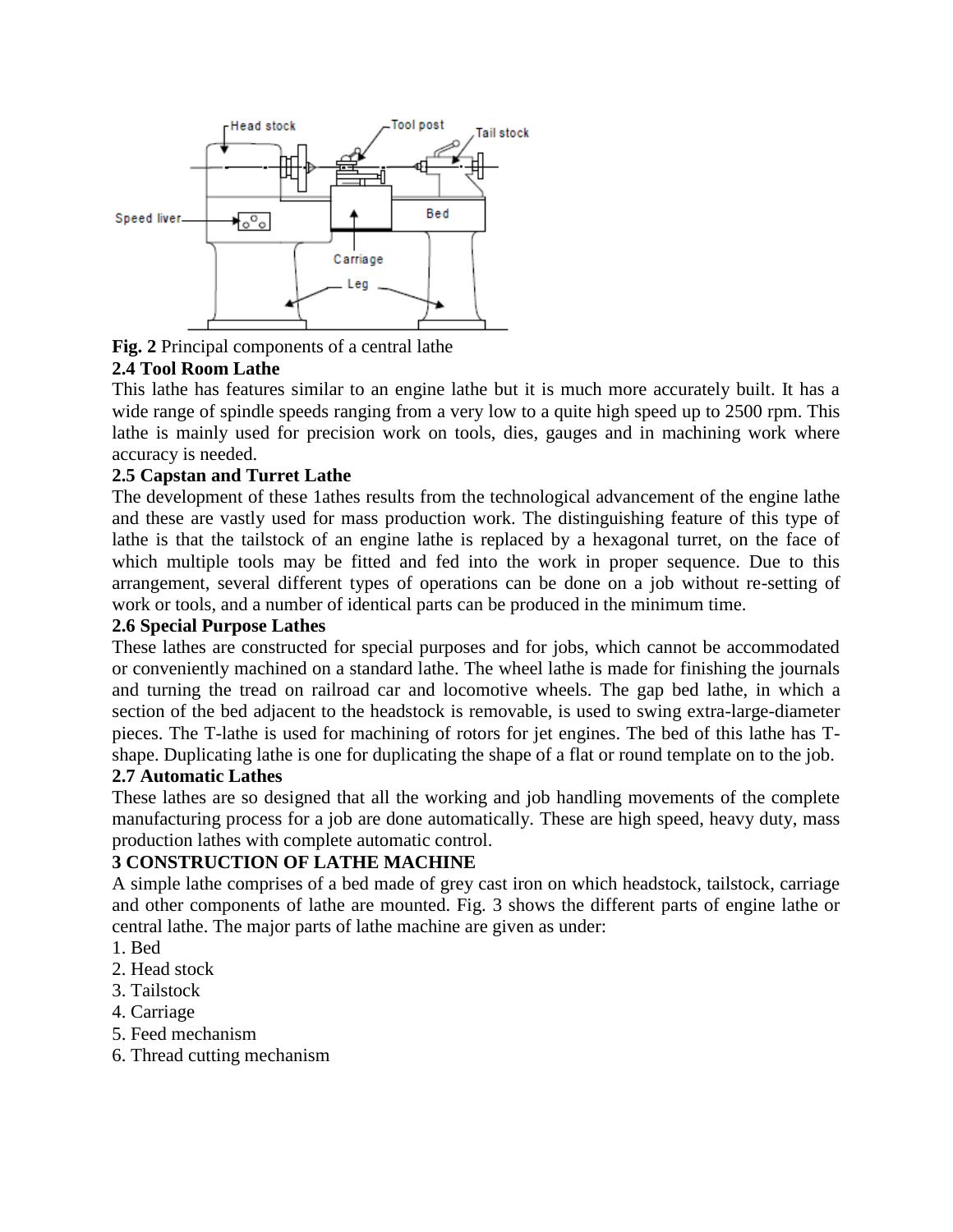Head stock
Tool post
Tail stock
Speed liver
Bed
Carriage
Leg

**Fig. 2** Principal components of a central lathe

### 2.4 Tool Room Lathe

This lathe has features similar to an engine lathe but it is much more accurately built. It has a wide range of spindle speeds ranging from a very low to a quite high speed up to 2500 rpm. This lathe is mainly used for precision work on tools, dies, gauges and in machining work where accuracy is needed.

### 2.5 Capstan and Turret Lathe

The development of these 1athes results from the technological advancement of the engine lathe and these are vastly used for mass production work. The distinguishing feature of this type of lathe is that the tailstock of an engine lathe is replaced by a hexagonal turret, on the face of which multiple tools may be fitted and fed into the work in proper sequence. Due to this arrangement, several different types of operations can be done on a job without re-setting of work or tools, and a number of identical parts can be produced in the minimum time.

### 2.6 Special Purpose Lathes

These lathes are constructed for special purposes and for jobs, which cannot be accommodated or conveniently machined on a standard lathe. The wheel lathe is made for finishing the journals and turning the tread on railroad car and locomotive wheels. The gap bed lathe, in which a section of the bed adjacent to the headstock is removable, is used to swing extra-large-diameter pieces. The T-lathe is used for machining of rotors for jet engines. The bed of this lathe has T-shape. Duplicating lathe is one for duplicating the shape of a flat or round template on to the job.

### 2.7 Automatic Lathes

These lathes are so designed that all the working and job handling movements of the complete manufacturing process for a job are done automatically. These are high speed, heavy duty, mass production lathes with complete automatic control.

## 3 CONSTRUCTION OF LATHE MACHINE

A simple lathe comprises of a bed made of grey cast iron on which headstock, tailstock, carriage and other components of lathe are mounted. Fig. 3 shows the different parts of engine lathe or central lathe. The major parts of lathe machine are given as under:

1. Bed
2. Head stock
3. Tailstock
4. Carriage
5. Feed mechanism
6. Thread cutting mechanism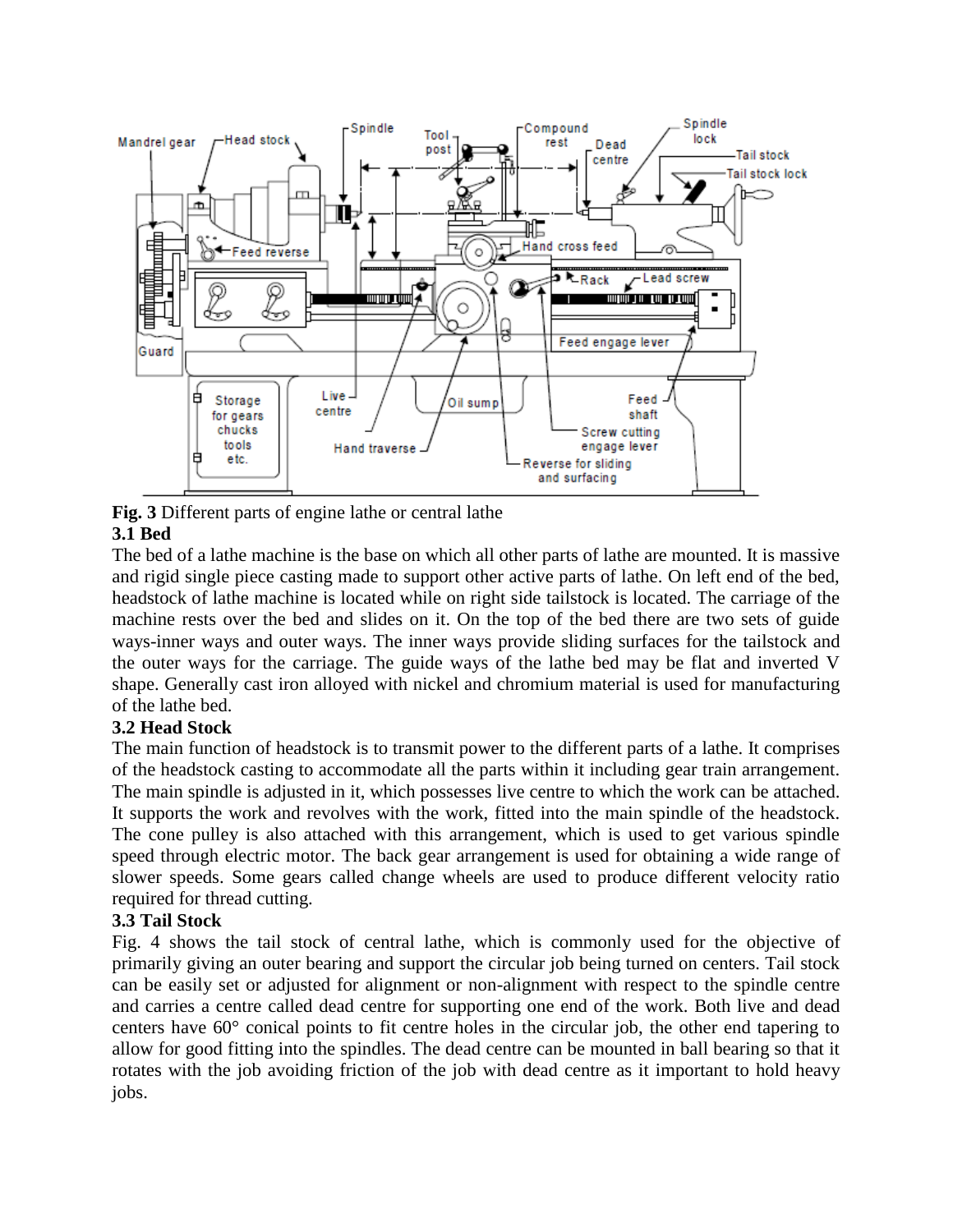**Fig. 3** Different parts of engine lathe or central lathe

### 3.1 Bed

The bed of a lathe machine is the base on which all other parts of lathe are mounted. It is massive and rigid single piece casting made to support other active parts of lathe. On left end of the bed, headstock of lathe machine is located while on right side tailstock is located. The carriage of the machine rests over the bed and slides on it. On the top of the bed there are two sets of guide ways-inner ways and outer ways. The inner ways provide sliding surfaces for the tailstock and the outer ways for the carriage. The guide ways of the lathe bed may be flat and inverted V shape. Generally cast iron alloyed with nickel and chromium material is used for manufacturing of the lathe bed.

### 3.2 Head Stock

The main function of headstock is to transmit power to the different parts of a lathe. It comprises of the headstock casting to accommodate all the parts within it including gear train arrangement. The main spindle is adjusted in it, which possesses live centre to which the work can be attached. It supports the work and revolves with the work, fitted into the main spindle of the headstock. The cone pulley is also attached with this arrangement, which is used to get various spindle speed through electric motor. The back gear arrangement is used for obtaining a wide range of slower speeds. Some gears called change wheels are used to produce different velocity ratio required for thread cutting.

### 3.3 Tail Stock

Fig. 4 shows the tail stock of central lathe, which is commonly used for the objective of primarily giving an outer bearing and support the circular job being turned on centers. Tail stock can be easily set or adjusted for alignment or non-alignment with respect to the spindle centre and carries a centre called dead centre for supporting one end of the work. Both live and dead centers have 60° conical points to fit centre holes in the circular job, the other end tapering to allow for good fitting into the spindles. The dead centre can be mounted in ball bearing so that it rotates with the job avoiding friction of the job with dead centre as it important to hold heavy jobs.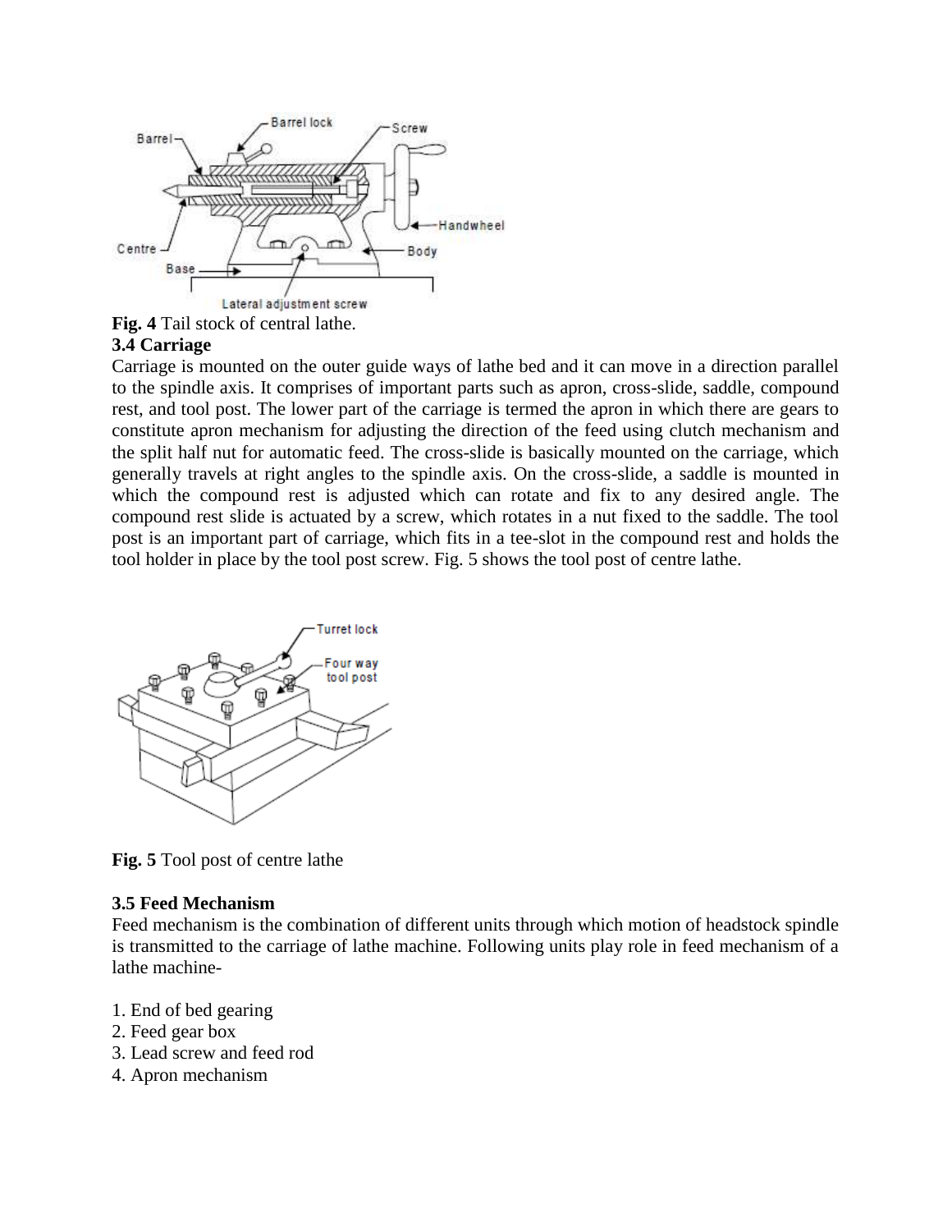**Fig. 4** Tail stock of central lathe.

### 3.4 Carriage

Carriage is mounted on the outer guide ways of lathe bed and it can move in a direction parallel to the spindle axis. It comprises of important parts such as apron, cross-slide, saddle, compound rest, and tool post. The lower part of the carriage is termed the apron in which there are gears to constitute apron mechanism for adjusting the direction of the feed using clutch mechanism and the split half nut for automatic feed. The cross-slide is basically mounted on the carriage, which generally travels at right angles to the spindle axis. On the cross-slide, a saddle is mounted in which the compound rest is adjusted which can rotate and fix to any desired angle. The compound rest slide is actuated by a screw, which rotates in a nut fixed to the saddle. The tool post is an important part of carriage, which fits in a tee-slot in the compound rest and holds the tool holder in place by the tool post screw. Fig. 5 shows the tool post of centre lathe.

**Fig. 5** Tool post of centre lathe

### 3.5 Feed Mechanism

Feed mechanism is the combination of different units through which motion of headstock spindle is transmitted to the carriage of lathe machine. Following units play role in feed mechanism of a lathe machine-

1. End of bed gearing
2. Feed gear box
3. Lead screw and feed rod
4. Apron mechanism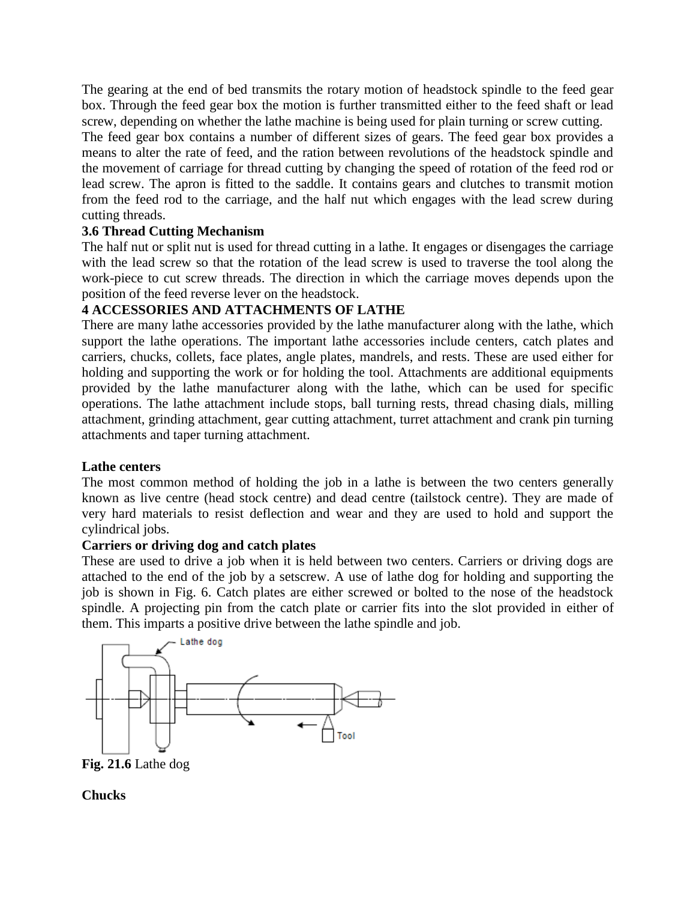The gearing at the end of bed transmits the rotary motion of headstock spindle to the feed gear box. Through the feed gear box the motion is further transmitted either to the feed shaft or lead screw, depending on whether the lathe machine is being used for plain turning or screw cutting.
The feed gear box contains a number of different sizes of gears. The feed gear box provides a means to alter the rate of feed, and the ration between revolutions of the headstock spindle and the movement of carriage for thread cutting by changing the speed of rotation of the feed rod or lead screw. The apron is fitted to the saddle. It contains gears and clutches to transmit motion from the feed rod to the carriage, and the half nut which engages with the lead screw during cutting threads.

**3.6 Thread Cutting Mechanism**

The half nut or split nut is used for thread cutting in a lathe. It engages or disengages the carriage with the lead screw so that the rotation of the lead screw is used to traverse the tool along the work-piece to cut screw threads. The direction in which the carriage moves depends upon the position of the feed reverse lever on the headstock.

**4 ACCESSORIES AND ATTACHMENTS OF LATHE**

There are many lathe accessories provided by the lathe manufacturer along with the lathe, which support the lathe operations. The important lathe accessories include centers, catch plates and carriers, chucks, collets, face plates, angle plates, mandrels, and rests. These are used either for holding and supporting the work or for holding the tool. Attachments are additional equipments provided by the lathe manufacturer along with the lathe, which can be used for specific operations. The lathe attachment include stops, ball turning rests, thread chasing dials, milling attachment, grinding attachment, gear cutting attachment, turret attachment and crank pin turning attachments and taper turning attachment.

**Lathe centers**

The most common method of holding the job in a lathe is between the two centers generally known as live centre (head stock centre) and dead centre (tailstock centre). They are made of very hard materials to resist deflection and wear and they are used to hold and support the cylindrical jobs.

**Carriers or driving dog and catch plates**

These are used to drive a job when it is held between two centers. Carriers or driving dogs are attached to the end of the job by a setscrew. A use of lathe dog for holding and supporting the job is shown in Fig. 6. Catch plates are either screwed or bolted to the nose of the headstock spindle. A projecting pin from the catch plate or carrier fits into the slot provided in either of them. This imparts a positive drive between the lathe spindle and job.

Lathe dog

Tool

**Fig. 21.6** Lathe dog

**Chucks**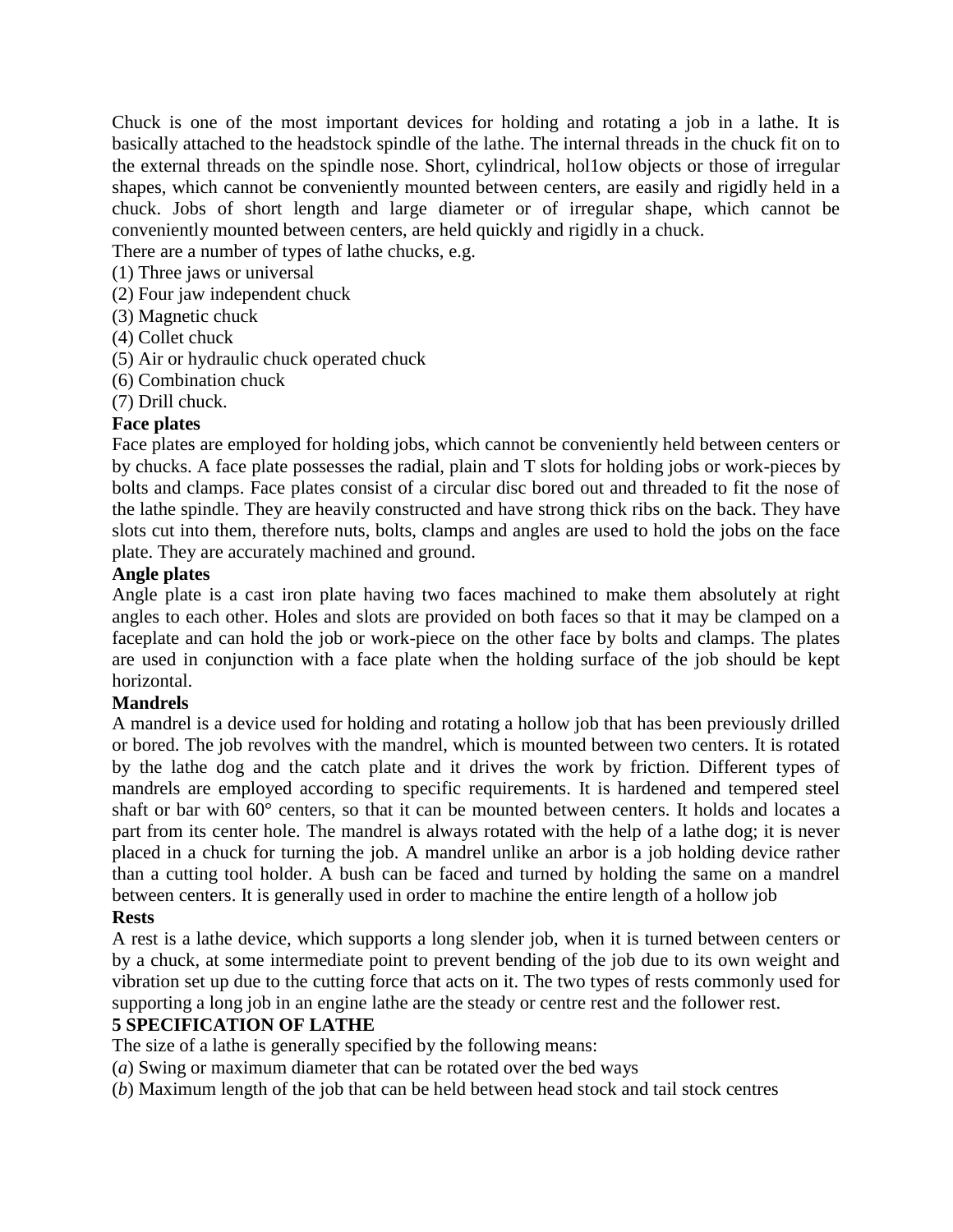Chuck is one of the most important devices for holding and rotating a job in a lathe. It is basically attached to the headstock spindle of the lathe. The internal threads in the chuck fit on to the external threads on the spindle nose. Short, cylindrical, hol1ow objects or those of irregular shapes, which cannot be conveniently mounted between centers, are easily and rigidly held in a chuck. Jobs of short length and large diameter or of irregular shape, which cannot be conveniently mounted between centers, are held quickly and rigidly in a chuck.

There are a number of types of lathe chucks, e.g.

(1) Three jaws or universal
(2) Four jaw independent chuck
(3) Magnetic chuck
(4) Collet chuck
(5) Air or hydraulic chuck operated chuck
(6) Combination chuck
(7) Drill chuck.

**Face plates**

Face plates are employed for holding jobs, which cannot be conveniently held between centers or by chucks. A face plate possesses the radial, plain and T slots for holding jobs or work-pieces by bolts and clamps. Face plates consist of a circular disc bored out and threaded to fit the nose of the lathe spindle. They are heavily constructed and have strong thick ribs on the back. They have slots cut into them, therefore nuts, bolts, clamps and angles are used to hold the jobs on the face plate. They are accurately machined and ground.

**Angle plates**

Angle plate is a cast iron plate having two faces machined to make them absolutely at right angles to each other. Holes and slots are provided on both faces so that it may be clamped on a faceplate and can hold the job or work-piece on the other face by bolts and clamps. The plates are used in conjunction with a face plate when the holding surface of the job should be kept horizontal.

**Mandrels**

A mandrel is a device used for holding and rotating a hollow job that has been previously drilled or bored. The job revolves with the mandrel, which is mounted between two centers. It is rotated by the lathe dog and the catch plate and it drives the work by friction. Different types of mandrels are employed according to specific requirements. It is hardened and tempered steel shaft or bar with 60° centers, so that it can be mounted between centers. It holds and locates a part from its center hole. The mandrel is always rotated with the help of a lathe dog; it is never placed in a chuck for turning the job. A mandrel unlike an arbor is a job holding device rather than a cutting tool holder. A bush can be faced and turned by holding the same on a mandrel between centers. It is generally used in order to machine the entire length of a hollow job

**Rests**

A rest is a lathe device, which supports a long slender job, when it is turned between centers or by a chuck, at some intermediate point to prevent bending of the job due to its own weight and vibration set up due to the cutting force that acts on it. The two types of rests commonly used for supporting a long job in an engine lathe are the steady or centre rest and the follower rest.

**5 SPECIFICATION OF LATHE**

The size of a lathe is generally specified by the following means:

(*a*) Swing or maximum diameter that can be rotated over the bed ways
(*b*) Maximum length of the job that can be held between head stock and tail stock centres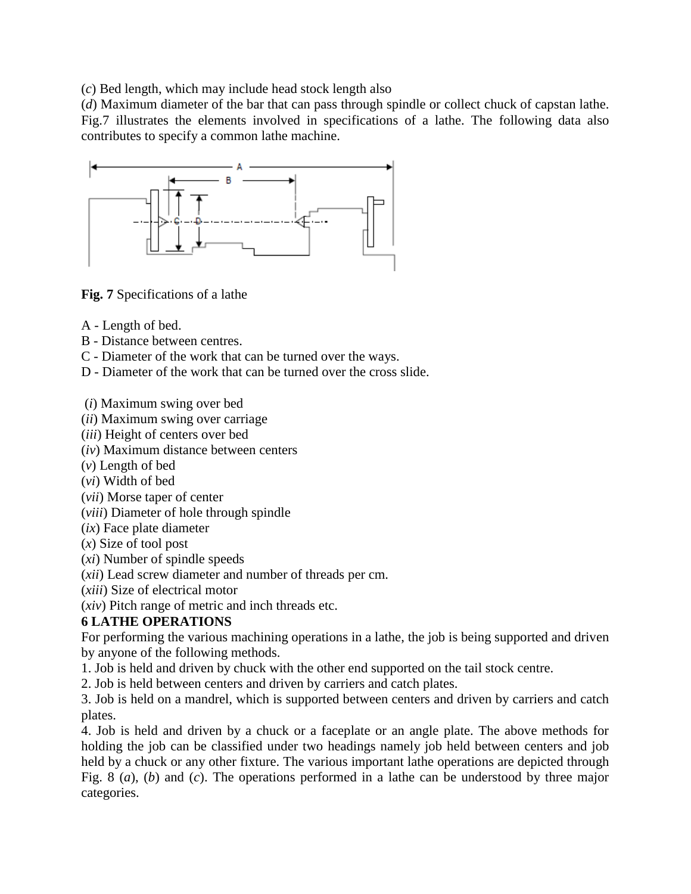(*c*) Bed length, which may include head stock length also

(*d*) Maximum diameter of the bar that can pass through spindle or collect chuck of capstan lathe. Fig.7 illustrates the elements involved in specifications of a lathe. The following data also contributes to specify a common lathe machine.

**Fig. 7** Specifications of a lathe

A - Length of bed.
B - Distance between centres.
C - Diameter of the work that can be turned over the ways.
D - Diameter of the work that can be turned over the cross slide.

(*i*) Maximum swing over bed
(*ii*) Maximum swing over carriage
(*iii*) Height of centers over bed
(*iv*) Maximum distance between centers
(*v*) Length of bed
(*vi*) Width of bed
(*vii*) Morse taper of center
(*viii*) Diameter of hole through spindle
(*ix*) Face plate diameter
(*x*) Size of tool post
(*xi*) Number of spindle speeds
(*xii*) Lead screw diameter and number of threads per cm.
(*xiii*) Size of electrical motor
(*xiv*) Pitch range of metric and inch threads etc.

**6 LATHE OPERATIONS**

For performing the various machining operations in a lathe, the job is being supported and driven by anyone of the following methods.

1. Job is held and driven by chuck with the other end supported on the tail stock centre.
2. Job is held between centers and driven by carriers and catch plates.
3. Job is held on a mandrel, which is supported between centers and driven by carriers and catch plates.
4. Job is held and driven by a chuck or a faceplate or an angle plate. The above methods for holding the job can be classified under two headings namely job held between centers and job held by a chuck or any other fixture. The various important lathe operations are depicted through Fig. 8 (*a*), (*b*) and (*c*). The operations performed in a lathe can be understood by three major categories.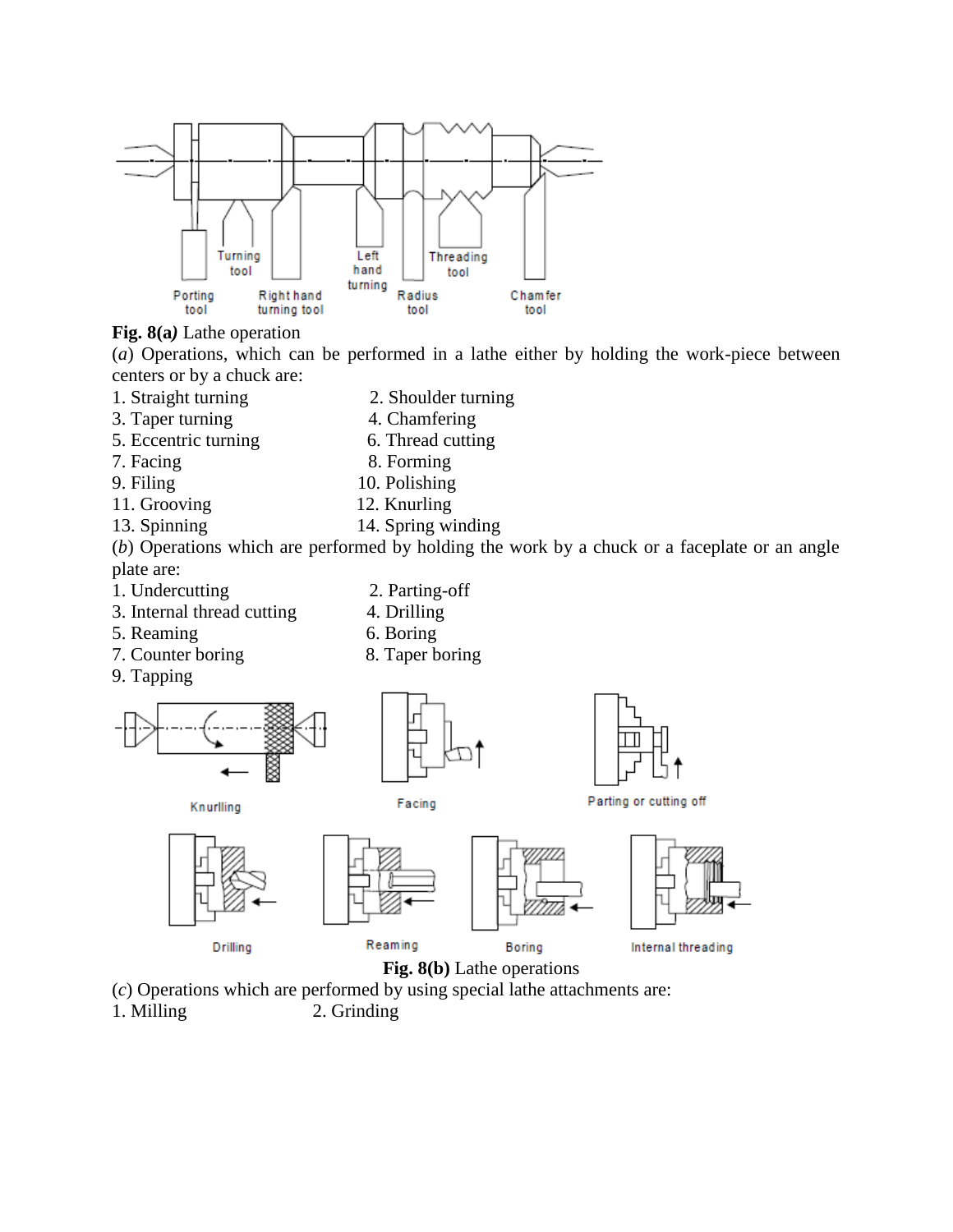**Fig. 8(a)** Lathe operation

(*a*) Operations, which can be performed in a lathe either by holding the work-piece between centers or by a chuck are:

1. Straight turning
2. Shoulder turning
3. Taper turning
4. Chamfering
5. Eccentric turning
6. Thread cutting
7. Facing
8. Forming
9. Filing
10. Polishing
11. Grooving
12. Knurling
13. Spinning
14. Spring winding

(*b*) Operations which are performed by holding the work by a chuck or a faceplate or an angle plate are:

1. Undercutting
2. Parting-off
3. Internal thread cutting
4. Drilling
5. Reaming
6. Boring
7. Counter boring
8. Taper boring
9. Tapping

**Fig. 8(b)** Lathe operations

(*c*) Operations which are performed by using special lathe attachments are:

1. Milling
2. Grinding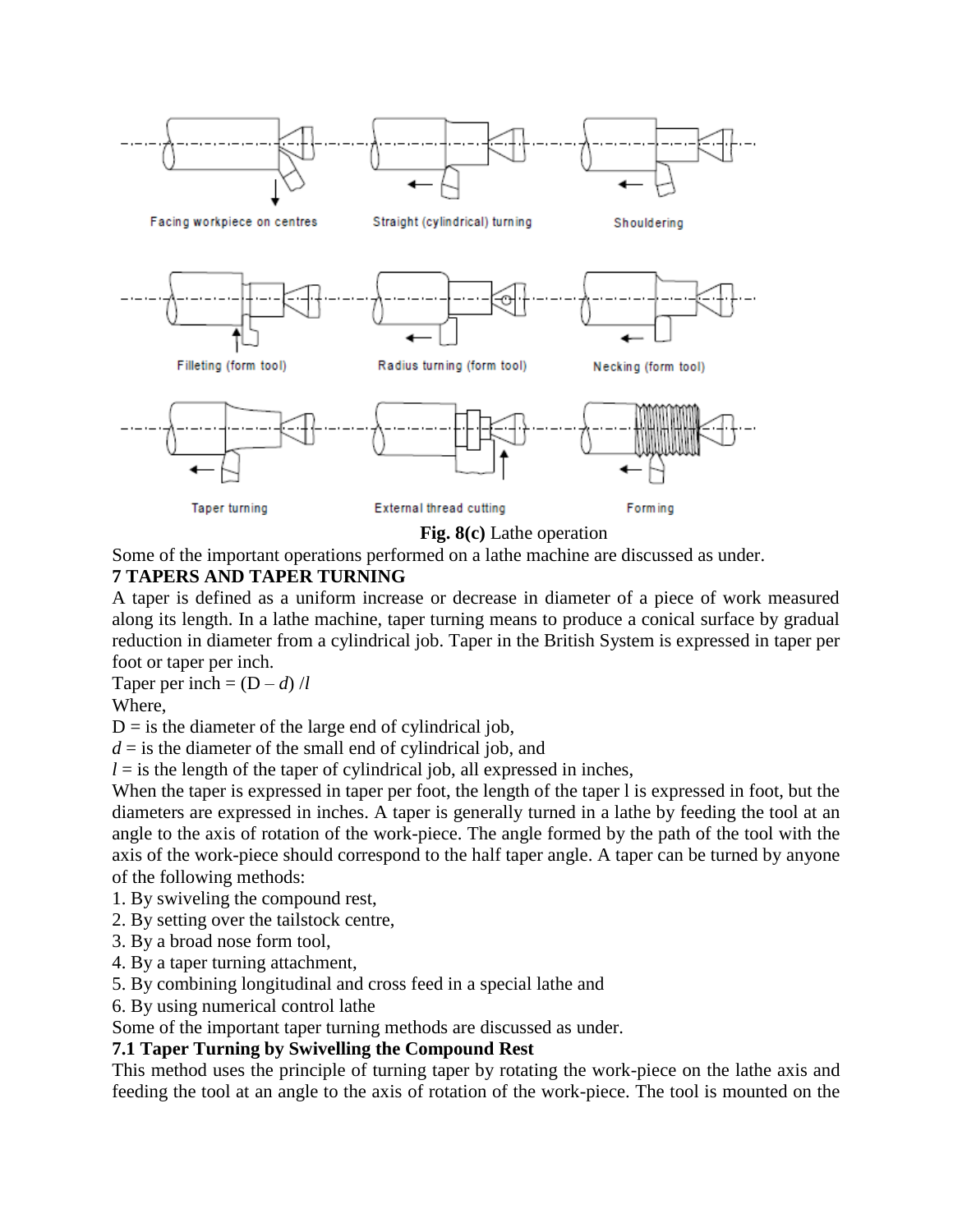Facing workpiece on centres

Straight (cylindrical) turning

Shouldering

Filleting (form tool)

Radius turning (form tool)

Necking (form tool)

Taper turning

External thread cutting

Forming

**Fig. 8(c)** Lathe operation

Some of the important operations performed on a lathe machine are discussed as under.

## 7 TAPERS AND TAPER TURNING

A taper is defined as a uniform increase or decrease in diameter of a piece of work measured along its length. In a lathe machine, taper turning means to produce a conical surface by gradual reduction in diameter from a cylindrical job. Taper in the British System is expressed in taper per foot or taper per inch.

Taper per inch = $(D - d) / l$

Where,

$D$ = is the diameter of the large end of cylindrical job,

$d$ = is the diameter of the small end of cylindrical job, and

$l$ = is the length of the taper of cylindrical job, all expressed in inches,

When the taper is expressed in taper per foot, the length of the taper l is expressed in foot, but the diameters are expressed in inches. A taper is generally turned in a lathe by feeding the tool at an angle to the axis of rotation of the work-piece. The angle formed by the path of the tool with the axis of the work-piece should correspond to the half taper angle. A taper can be turned by anyone of the following methods:

1. By swiveling the compound rest,
2. By setting over the tailstock centre,
3. By a broad nose form tool,
4. By a taper turning attachment,
5. By combining longitudinal and cross feed in a special lathe and
6. By using numerical control lathe

Some of the important taper turning methods are discussed as under.

### 7.1 Taper Turning by Swivelling the Compound Rest

This method uses the principle of turning taper by rotating the work-piece on the lathe axis and feeding the tool at an angle to the axis of rotation of the work-piece. The tool is mounted on the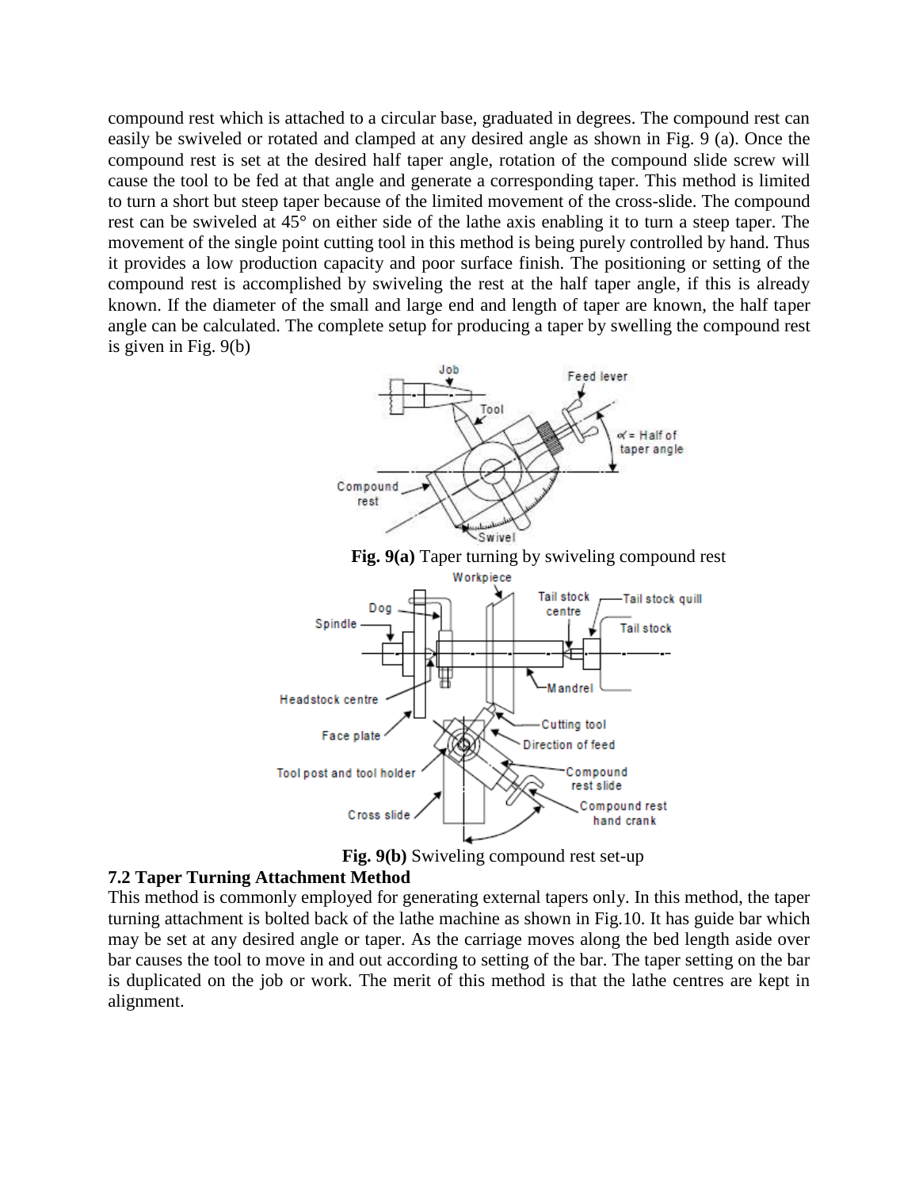compound rest which is attached to a circular base, graduated in degrees. The compound rest can easily be swiveled or rotated and clamped at any desired angle as shown in Fig. 9 (a). Once the compound rest is set at the desired half taper angle, rotation of the compound slide screw will cause the tool to be fed at that angle and generate a corresponding taper. This method is limited to turn a short but steep taper because of the limited movement of the cross-slide. The compound rest can be swiveled at 45° on either side of the lathe axis enabling it to turn a steep taper. The movement of the single point cutting tool in this method is being purely controlled by hand. Thus it provides a low production capacity and poor surface finish. The positioning or setting of the compound rest is accomplished by swiveling the rest at the half taper angle, if this is already known. If the diameter of the small and large end and length of taper are known, the half taper angle can be calculated. The complete setup for producing a taper by swelling the compound rest is given in Fig. 9(b)

**Fig. 9(a)** Taper turning by swiveling compound rest

**Fig. 9(b)** Swiveling compound rest set-up

**7.2 Taper Turning Attachment Method**

This method is commonly employed for generating external tapers only. In this method, the taper turning attachment is bolted back of the lathe machine as shown in Fig.10. It has guide bar which may be set at any desired angle or taper. As the carriage moves along the bed length aside over bar causes the tool to move in and out according to setting of the bar. The taper setting on the bar is duplicated on the job or work. The merit of this method is that the lathe centres are kept in alignment.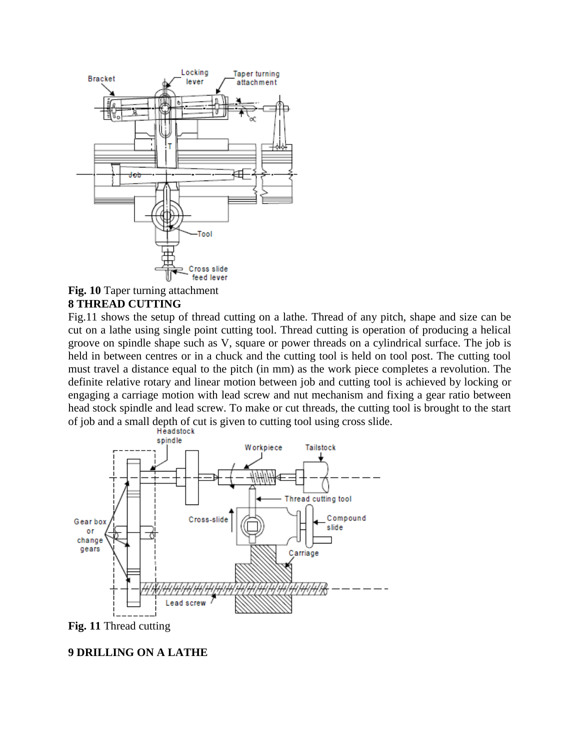**Fig. 10** Taper turning attachment

**8 THREAD CUTTING**

Fig.11 shows the setup of thread cutting on a lathe. Thread of any pitch, shape and size can be cut on a lathe using single point cutting tool. Thread cutting is operation of producing a helical groove on spindle shape such as V, square or power threads on a cylindrical surface. The job is held in between centres or in a chuck and the cutting tool is held on tool post. The cutting tool must travel a distance equal to the pitch (in mm) as the work piece completes a revolution. The definite relative rotary and linear motion between job and cutting tool is achieved by locking or engaging a carriage motion with lead screw and nut mechanism and fixing a gear ratio between head stock spindle and lead screw. To make or cut threads, the cutting tool is brought to the start of job and a small depth of cut is given to cutting tool using cross slide.

**Fig. 11** Thread cutting

**9 DRILLING ON A LATHE**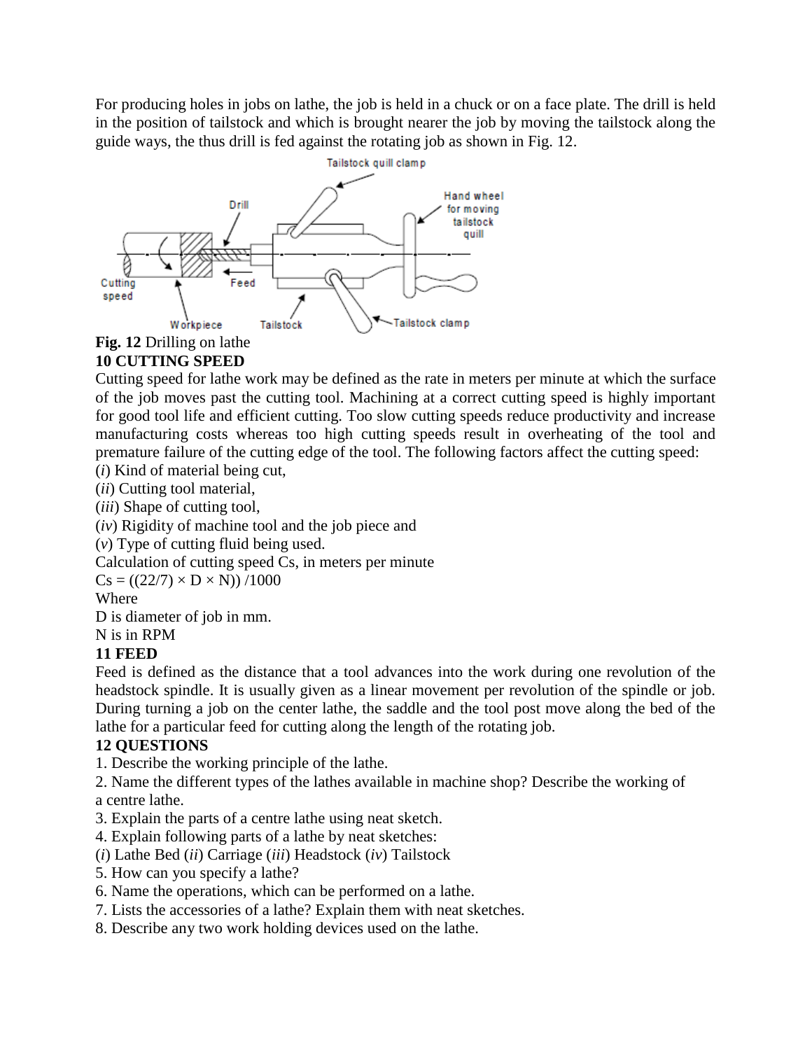For producing holes in jobs on lathe, the job is held in a chuck or on a face plate. The drill is held in the position of tailstock and which is brought nearer the job by moving the tailstock along the guide ways, the thus drill is fed against the rotating job as shown in Fig. 12.

**Fig. 12** Drilling on lathe

## 10 CUTTING SPEED

Cutting speed for lathe work may be defined as the rate in meters per minute at which the surface of the job moves past the cutting tool. Machining at a correct cutting speed is highly important for good tool life and efficient cutting. Too slow cutting speeds reduce productivity and increase manufacturing costs whereas too high cutting speeds result in overheating of the tool and premature failure of the cutting edge of the tool. The following factors affect the cutting speed:

(*i*) Kind of material being cut,
(*ii*) Cutting tool material,
(*iii*) Shape of cutting tool,
(*iv*) Rigidity of machine tool and the job piece and
(*v*) Type of cutting fluid being used.

Calculation of cutting speed Cs, in meters per minute

$Cs = ((22/7) \times D \times N)) /1000$

Where

D is diameter of job in mm.

N is in RPM

## 11 FEED

Feed is defined as the distance that a tool advances into the work during one revolution of the headstock spindle. It is usually given as a linear movement per revolution of the spindle or job. During turning a job on the center lathe, the saddle and the tool post move along the bed of the lathe for a particular feed for cutting along the length of the rotating job.

## 12 QUESTIONS

1. Describe the working principle of the lathe.
2. Name the different types of the lathes available in machine shop? Describe the working of a centre lathe.
3. Explain the parts of a centre lathe using neat sketch.
4. Explain following parts of a lathe by neat sketches:
(*i*) Lathe Bed (*ii*) Carriage (*iii*) Headstock (*iv*) Tailstock
5. How can you specify a lathe?
6. Name the operations, which can be performed on a lathe.
7. Lists the accessories of a lathe? Explain them with neat sketches.
8. Describe any two work holding devices used on the lathe.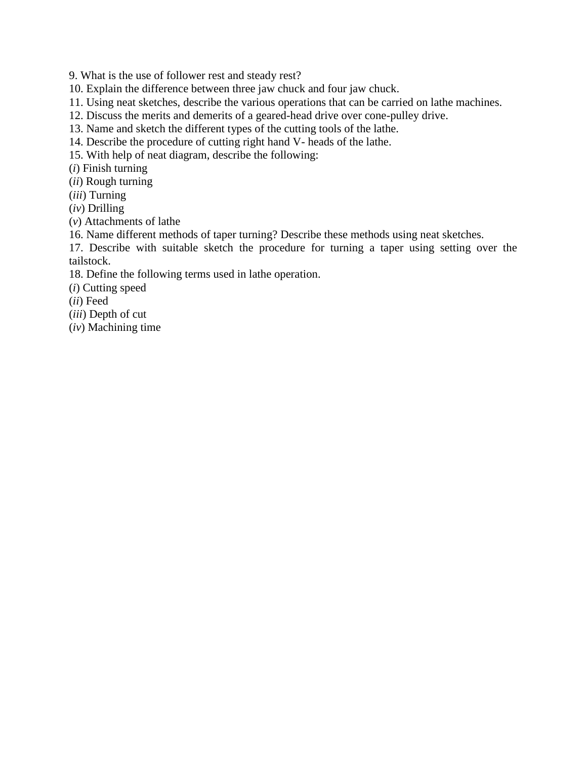9. What is the use of follower rest and steady rest?

10. Explain the difference between three jaw chuck and four jaw chuck.

11. Using neat sketches, describe the various operations that can be carried on lathe machines.

12. Discuss the merits and demerits of a geared-head drive over cone-pulley drive.

13. Name and sketch the different types of the cutting tools of the lathe.

14. Describe the procedure of cutting right hand V- heads of the lathe.

15. With help of neat diagram, describe the following:

(*i*) Finish turning

(*ii*) Rough turning

(*iii*) Turning

(*iv*) Drilling

(*v*) Attachments of lathe

16. Name different methods of taper turning? Describe these methods using neat sketches.

17. Describe with suitable sketch the procedure for turning a taper using setting over the tailstock.

18. Define the following terms used in lathe operation.

(*i*) Cutting speed

(*ii*) Feed

(*iii*) Depth of cut

(*iv*) Machining time